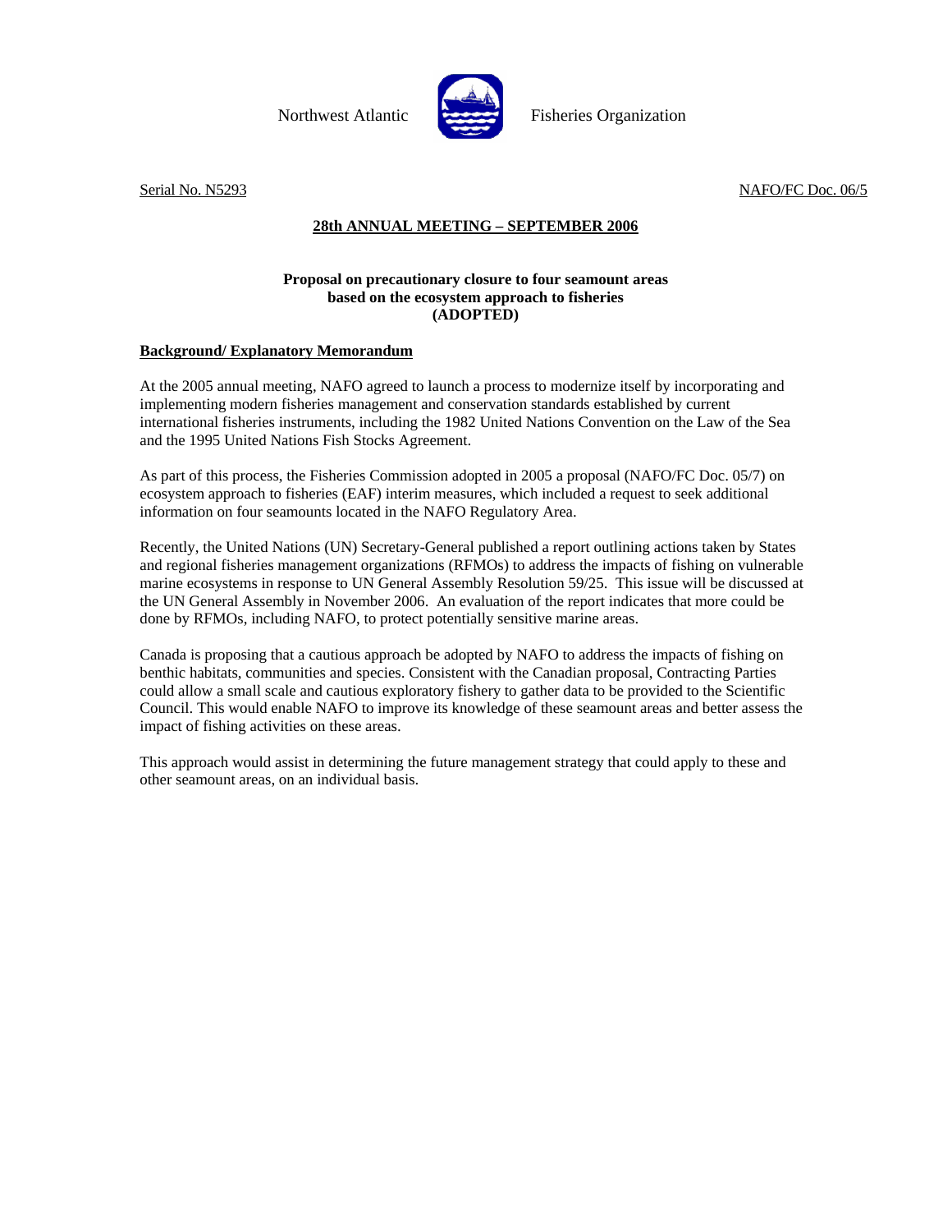Northwest Atlantic Fisheries Organization

Serial No. N5293 NAFO/FC Doc. 06/5

## 28th ANNUAL MEETING – SEPTEMBER 2006

### Proposal on precautionary closure to four seamount areas based on the ecosystem approach to fisheries (ADOPTED)

**Background/ Explanatory Memorandum**

At the 2005 annual meeting, NAFO agreed to launch a process to modernize itself by incorporating and implementing modern fisheries management and conservation standards established by current international fisheries instruments, including the 1982 United Nations Convention on the Law of the Sea and the 1995 United Nations Fish Stocks Agreement.

As part of this process, the Fisheries Commission adopted in 2005 a proposal (NAFO/FC Doc. 05/7) on ecosystem approach to fisheries (EAF) interim measures, which included a request to seek additional information on four seamounts located in the NAFO Regulatory Area.

Recently, the United Nations (UN) Secretary-General published a report outlining actions taken by States and regional fisheries management organizations (RFMOs) to address the impacts of fishing on vulnerable marine ecosystems in response to UN General Assembly Resolution 59/25. This issue will be discussed at the UN General Assembly in November 2006. An evaluation of the report indicates that more could be done by RFMOs, including NAFO, to protect potentially sensitive marine areas.

Canada is proposing that a cautious approach be adopted by NAFO to address the impacts of fishing on benthic habitats, communities and species. Consistent with the Canadian proposal, Contracting Parties could allow a small scale and cautious exploratory fishery to gather data to be provided to the Scientific Council. This would enable NAFO to improve its knowledge of these seamount areas and better assess the impact of fishing activities on these areas.

This approach would assist in determining the future management strategy that could apply to these and other seamount areas, on an individual basis.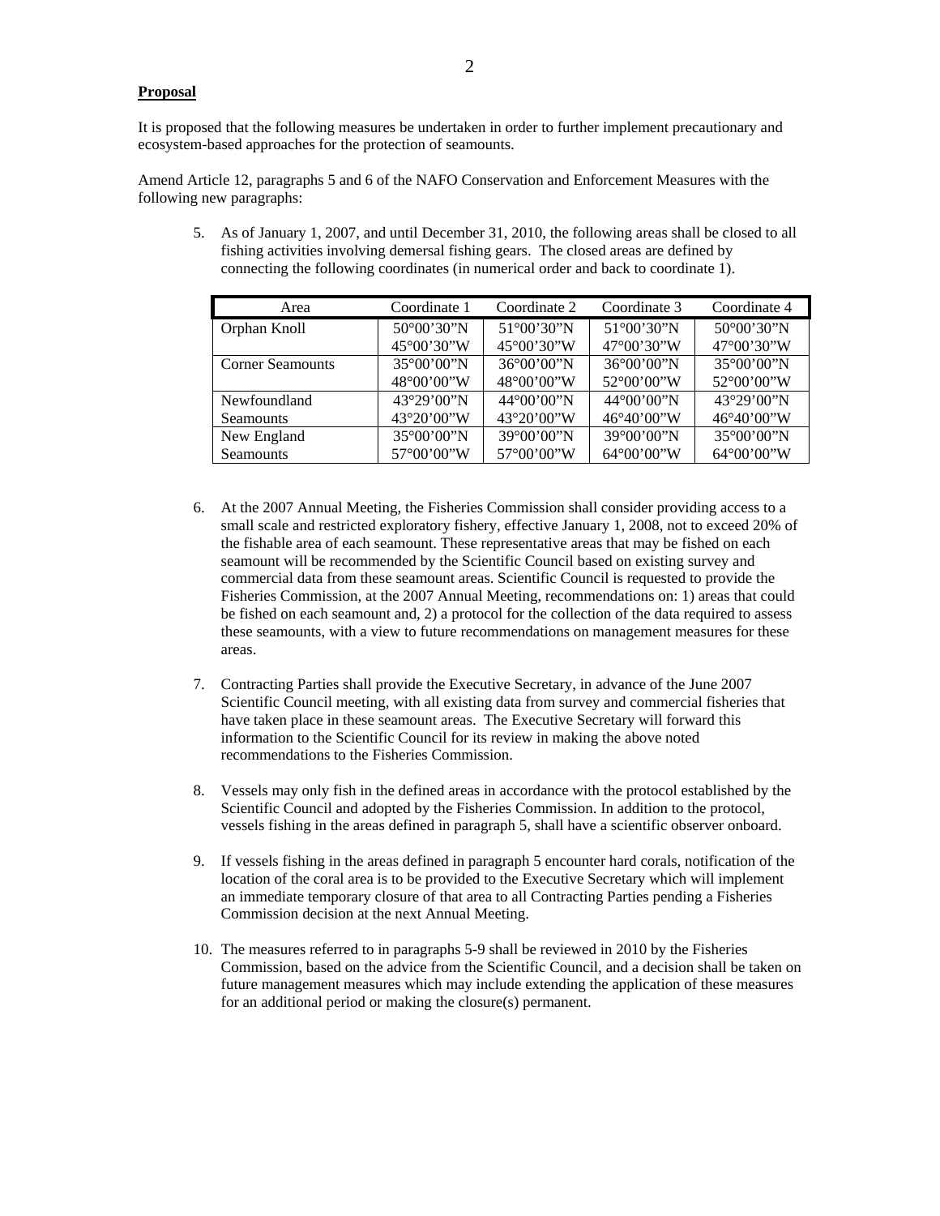**Proposal**

It is proposed that the following measures be undertaken in order to further implement precautionary and ecosystem-based approaches for the protection of seamounts.

Amend Article 12, paragraphs 5 and 6 of the NAFO Conservation and Enforcement Measures with the following new paragraphs:

5. As of January 1, 2007, and until December 31, 2010, the following areas shall be closed to all fishing activities involving demersal fishing gears. The closed areas are defined by connecting the following coordinates (in numerical order and back to coordinate 1).

| Area | Coordinate 1 | Coordinate 2 | Coordinate 3 | Coordinate 4 |
|---|---|---|---|---|
| Orphan Knoll | 50°00'30"N 45°00'30"W | 51°00'30"N 45°00'30"W | 51°00'30"N 47°00'30"W | 50°00'30"N 47°00'30"W |
| Corner Seamounts | 35°00'00"N 48°00'00"W | 36°00'00"N 48°00'00"W | 36°00'00"N 52°00'00"W | 35°00'00"N 52°00'00"W |
| Newfoundland Seamounts | 43°29'00"N 43°20'00"W | 44°00'00"N 43°20'00"W | 44°00'00"N 46°40'00"W | 43°29'00"N 46°40'00"W |
| New England Seamounts | 35°00'00"N 57°00'00"W | 39°00'00"N 57°00'00"W | 39°00'00"N 64°00'00"W | 35°00'00"N 64°00'00"W |

6. At the 2007 Annual Meeting, the Fisheries Commission shall consider providing access to a small scale and restricted exploratory fishery, effective January 1, 2008, not to exceed 20% of the fishable area of each seamount. These representative areas that may be fished on each seamount will be recommended by the Scientific Council based on existing survey and commercial data from these seamount areas. Scientific Council is requested to provide the Fisheries Commission, at the 2007 Annual Meeting, recommendations on: 1) areas that could be fished on each seamount and, 2) a protocol for the collection of the data required to assess these seamounts, with a view to future recommendations on management measures for these areas.

7. Contracting Parties shall provide the Executive Secretary, in advance of the June 2007 Scientific Council meeting, with all existing data from survey and commercial fisheries that have taken place in these seamount areas. The Executive Secretary will forward this information to the Scientific Council for its review in making the above noted recommendations to the Fisheries Commission.

8. Vessels may only fish in the defined areas in accordance with the protocol established by the Scientific Council and adopted by the Fisheries Commission. In addition to the protocol, vessels fishing in the areas defined in paragraph 5, shall have a scientific observer onboard.

9. If vessels fishing in the areas defined in paragraph 5 encounter hard corals, notification of the location of the coral area is to be provided to the Executive Secretary which will implement an immediate temporary closure of that area to all Contracting Parties pending a Fisheries Commission decision at the next Annual Meeting.

10. The measures referred to in paragraphs 5-9 shall be reviewed in 2010 by the Fisheries Commission, based on the advice from the Scientific Council, and a decision shall be taken on future management measures which may include extending the application of these measures for an additional period or making the closure(s) permanent.